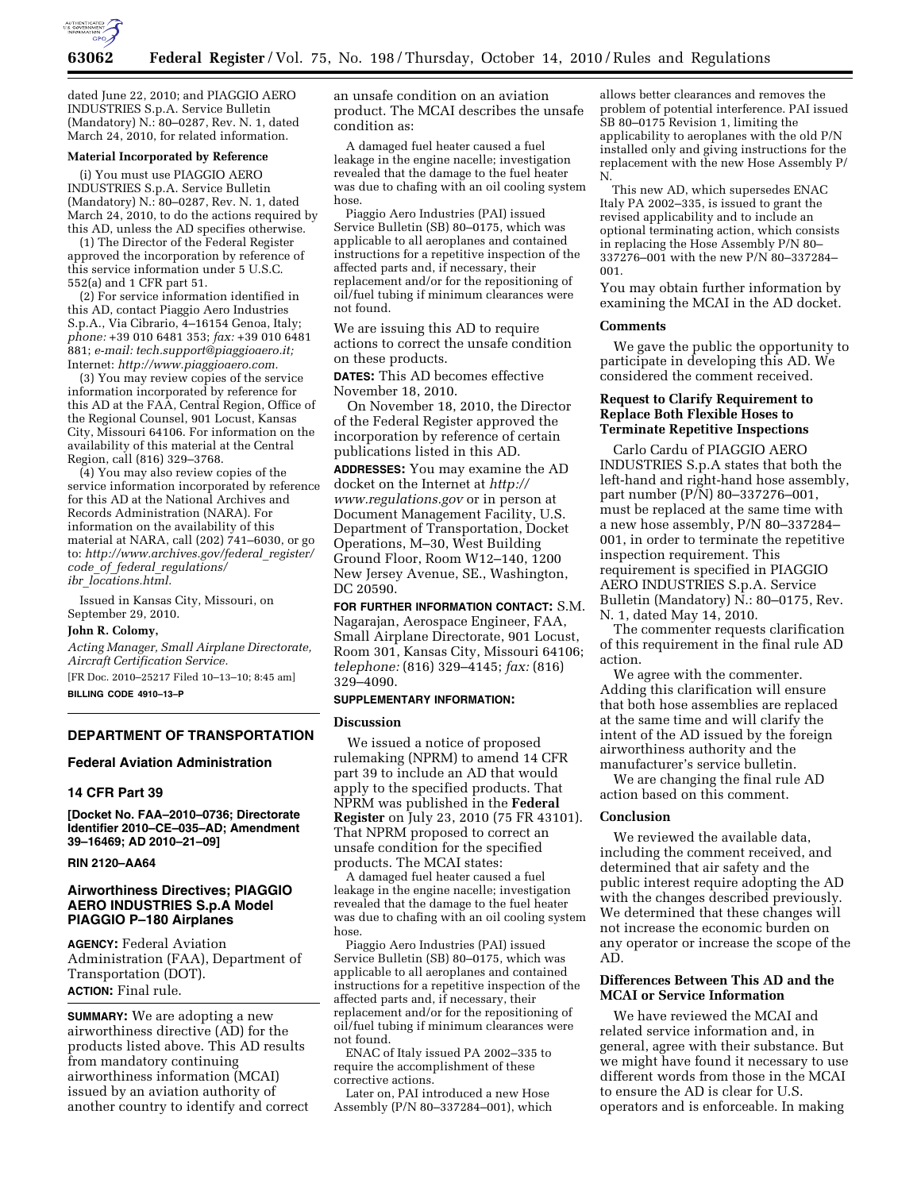dated June 22, 2010; and PIAGGIO AERO INDUSTRIES S.p.A. Service Bulletin (Mandatory) N.: 80–0287, Rev. N. 1, dated March 24, 2010, for related information.

**Material Incorporated by Reference**

(i) You must use PIAGGIO AERO INDUSTRIES S.p.A. Service Bulletin (Mandatory) N.: 80–0287, Rev. N. 1, dated March 24, 2010, to do the actions required by this AD, unless the AD specifies otherwise.

(1) The Director of the Federal Register approved the incorporation by reference of this service information under 5 U.S.C. 552(a) and 1 CFR part 51.

(2) For service information identified in this AD, contact Piaggio Aero Industries S.p.A., Via Cibrario, 4–16154 Genoa, Italy; *phone:* +39 010 6481 353; *fax:* +39 010 6481 881; *e-mail: tech.support@piaggioaero.it;* Internet: *http://www.piaggioaero.com.*

(3) You may review copies of the service information incorporated by reference for this AD at the FAA, Central Region, Office of the Regional Counsel, 901 Locust, Kansas City, Missouri 64106. For information on the availability of this material at the Central Region, call (816) 329–3768.

(4) You may also review copies of the service information incorporated by reference for this AD at the National Archives and Records Administration (NARA). For information on the availability of this material at NARA, call (202) 741–6030, or go to: *http://www.archives.gov/federal_register/code_of_federal_regulations/ibr_locations.html.*

Issued in Kansas City, Missouri, on September 29, 2010.

**John R. Colomy,**

*Acting Manager, Small Airplane Directorate, Aircraft Certification Service.*

[FR Doc. 2010–25217 Filed 10–13–10; 8:45 am]

**BILLING CODE 4910–13–P**

## DEPARTMENT OF TRANSPORTATION

### Federal Aviation Administration

### 14 CFR Part 39

**[Docket No. FAA–2010–0736; Directorate Identifier 2010–CE–035–AD; Amendment 39–16469; AD 2010–21–09]**

**RIN 2120–AA64**

### Airworthiness Directives; PIAGGIO AERO INDUSTRIES S.p.A Model PIAGGIO P–180 Airplanes

**AGENCY:** Federal Aviation Administration (FAA), Department of Transportation (DOT).

**ACTION:** Final rule.

**SUMMARY:** We are adopting a new airworthiness directive (AD) for the products listed above. This AD results from mandatory continuing airworthiness information (MCAI) issued by an aviation authority of another country to identify and correct an unsafe condition on an aviation product. The MCAI describes the unsafe condition as:

A damaged fuel heater caused a fuel leakage in the engine nacelle; investigation revealed that the damage to the fuel heater was due to chafing with an oil cooling system hose.

Piaggio Aero Industries (PAI) issued Service Bulletin (SB) 80–0175, which was applicable to all aeroplanes and contained instructions for a repetitive inspection of the affected parts and, if necessary, their replacement and/or for the repositioning of oil/fuel tubing if minimum clearances were not found.

We are issuing this AD to require actions to correct the unsafe condition on these products.

**DATES:** This AD becomes effective November 18, 2010.

On November 18, 2010, the Director of the Federal Register approved the incorporation by reference of certain publications listed in this AD.

**ADDRESSES:** You may examine the AD docket on the Internet at *http://www.regulations.gov* or in person at Document Management Facility, U.S. Department of Transportation, Docket Operations, M–30, West Building Ground Floor, Room W12–140, 1200 New Jersey Avenue, SE., Washington, DC 20590.

**FOR FURTHER INFORMATION CONTACT:** S.M. Nagarajan, Aerospace Engineer, FAA, Small Airplane Directorate, 901 Locust, Room 301, Kansas City, Missouri 64106; *telephone:* (816) 329–4145; *fax:* (816) 329–4090.

**SUPPLEMENTARY INFORMATION:**

**Discussion**

We issued a notice of proposed rulemaking (NPRM) to amend 14 CFR part 39 to include an AD that would apply to the specified products. That NPRM was published in the **Federal Register** on July 23, 2010 (75 FR 43101). That NPRM proposed to correct an unsafe condition for the specified products. The MCAI states:

A damaged fuel heater caused a fuel leakage in the engine nacelle; investigation revealed that the damage to the fuel heater was due to chafing with an oil cooling system hose.

Piaggio Aero Industries (PAI) issued Service Bulletin (SB) 80–0175, which was applicable to all aeroplanes and contained instructions for a repetitive inspection of the affected parts and, if necessary, their replacement and/or for the repositioning of oil/fuel tubing if minimum clearances were not found.

ENAC of Italy issued PA 2002–335 to require the accomplishment of these corrective actions.

Later on, PAI introduced a new Hose Assembly (P/N 80–337284–001), which allows better clearances and removes the problem of potential interference. PAI issued SB 80–0175 Revision 1, limiting the applicability to aeroplanes with the old P/N installed only and giving instructions for the replacement with the new Hose Assembly P/N.

This new AD, which supersedes ENAC Italy PA 2002–335, is issued to grant the revised applicability and to include an optional terminating action, which consists in replacing the Hose Assembly P/N 80–337276–001 with the new P/N 80–337284–001.

You may obtain further information by examining the MCAI in the AD docket.

**Comments**

We gave the public the opportunity to participate in developing this AD. We considered the comment received.

**Request to Clarify Requirement to Replace Both Flexible Hoses to Terminate Repetitive Inspections**

Carlo Cardu of PIAGGIO AERO INDUSTRIES S.p.A states that both the left-hand and right-hand hose assembly, part number (P/N) 80–337276–001, must be replaced at the same time with a new hose assembly, P/N 80–337284–001, in order to terminate the repetitive inspection requirement. This requirement is specified in PIAGGIO AERO INDUSTRIES S.p.A. Service Bulletin (Mandatory) N.: 80–0175, Rev. N. 1, dated May 14, 2010.

The commenter requests clarification of this requirement in the final rule AD action.

We agree with the commenter. Adding this clarification will ensure that both hose assemblies are replaced at the same time and will clarify the intent of the AD issued by the foreign airworthiness authority and the manufacturer's service bulletin.

We are changing the final rule AD action based on this comment.

**Conclusion**

We reviewed the available data, including the comment received, and determined that air safety and the public interest require adopting the AD with the changes described previously. We determined that these changes will not increase the economic burden on any operator or increase the scope of the AD.

**Differences Between This AD and the MCAI or Service Information**

We have reviewed the MCAI and related service information and, in general, agree with their substance. But we might have found it necessary to use different words from those in the MCAI to ensure the AD is clear for U.S. operators and is enforceable. In making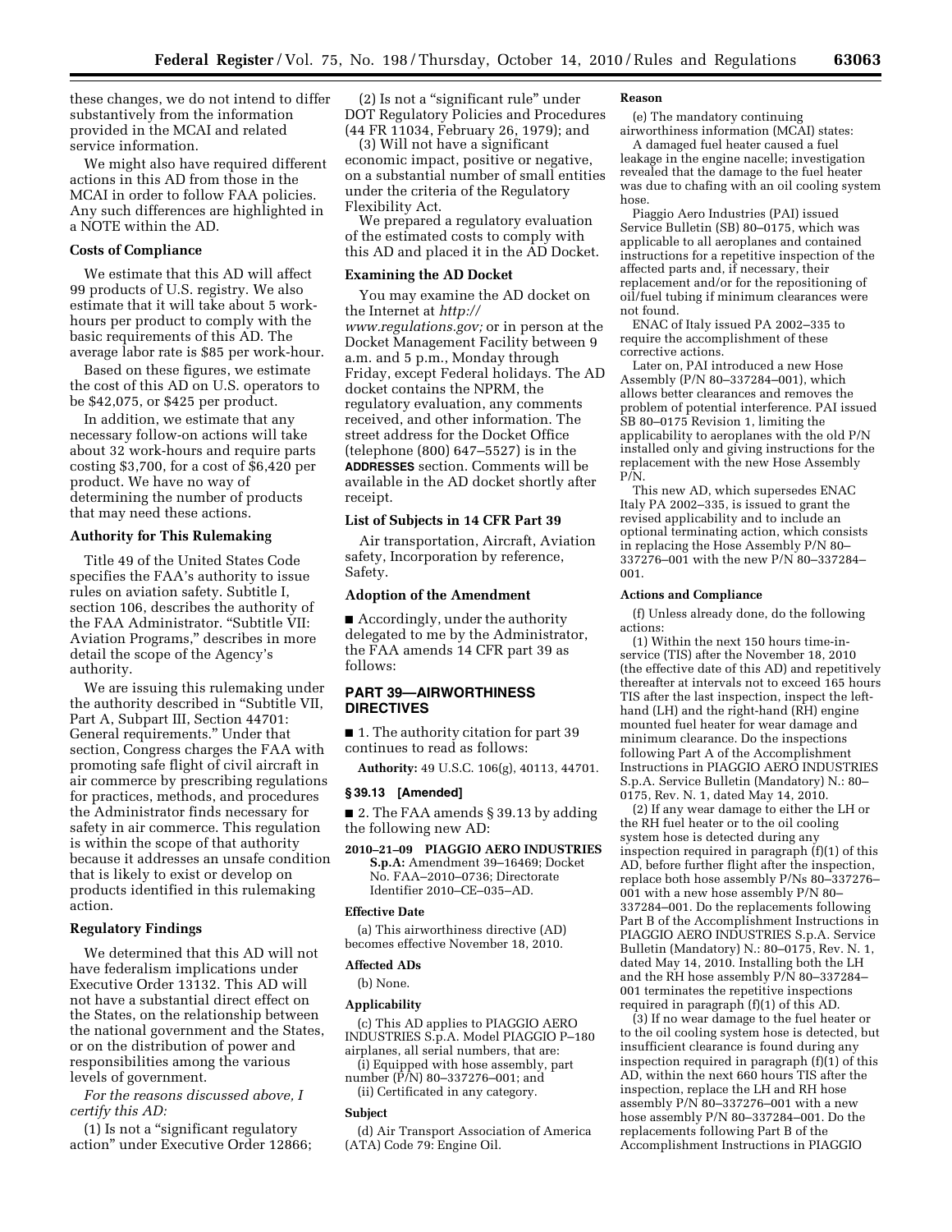these changes, we do not intend to differ substantively from the information provided in the MCAI and related service information.

We might also have required different actions in this AD from those in the MCAI in order to follow FAA policies. Any such differences are highlighted in a NOTE within the AD.

### Costs of Compliance

We estimate that this AD will affect 99 products of U.S. registry. We also estimate that it will take about 5 work-hours per product to comply with the basic requirements of this AD. The average labor rate is $85 per work-hour.

Based on these figures, we estimate the cost of this AD on U.S. operators to be $42,075, or $425 per product.

In addition, we estimate that any necessary follow-on actions will take about 32 work-hours and require parts costing $3,700, for a cost of $6,420 per product. We have no way of determining the number of products that may need these actions.

### Authority for This Rulemaking

Title 49 of the United States Code specifies the FAA's authority to issue rules on aviation safety. Subtitle I, section 106, describes the authority of the FAA Administrator. "Subtitle VII: Aviation Programs," describes in more detail the scope of the Agency's authority.

We are issuing this rulemaking under the authority described in "Subtitle VII, Part A, Subpart III, Section 44701: General requirements." Under that section, Congress charges the FAA with promoting safe flight of civil aircraft in air commerce by prescribing regulations for practices, methods, and procedures the Administrator finds necessary for safety in air commerce. This regulation is within the scope of that authority because it addresses an unsafe condition that is likely to exist or develop on products identified in this rulemaking action.

### Regulatory Findings

We determined that this AD will not have federalism implications under Executive Order 13132. This AD will not have a substantial direct effect on the States, on the relationship between the national government and the States, or on the distribution of power and responsibilities among the various levels of government.

*For the reasons discussed above, I certify this AD:*

(1) Is not a "significant regulatory action" under Executive Order 12866;

(2) Is not a "significant rule" under DOT Regulatory Policies and Procedures (44 FR 11034, February 26, 1979); and

(3) Will not have a significant economic impact, positive or negative, on a substantial number of small entities under the criteria of the Regulatory Flexibility Act.

We prepared a regulatory evaluation of the estimated costs to comply with this AD and placed it in the AD Docket.

### Examining the AD Docket

You may examine the AD docket on the Internet at *http://www.regulations.gov;* or in person at the Docket Management Facility between 9 a.m. and 5 p.m., Monday through Friday, except Federal holidays. The AD docket contains the NPRM, the regulatory evaluation, any comments received, and other information. The street address for the Docket Office (telephone (800) 647–5527) is in the **ADDRESSES** section. Comments will be available in the AD docket shortly after receipt.

### List of Subjects in 14 CFR Part 39

Air transportation, Aircraft, Aviation safety, Incorporation by reference, Safety.

### Adoption of the Amendment

■ Accordingly, under the authority delegated to me by the Administrator, the FAA amends 14 CFR part 39 as follows:

## PART 39—AIRWORTHINESS DIRECTIVES

■ 1. The authority citation for part 39 continues to read as follows:

**Authority:** 49 U.S.C. 106(g), 40113, 44701.

### § 39.13 [Amended]

■ 2. The FAA amends § 39.13 by adding the following new AD:

**2010–21–09 PIAGGIO AERO INDUSTRIES S.p.A:** Amendment 39–16469; Docket No. FAA–2010–0736; Directorate Identifier 2010–CE–035–AD.

#### Effective Date

(a) This airworthiness directive (AD) becomes effective November 18, 2010.

#### Affected ADs

(b) None.

#### Applicability

(c) This AD applies to PIAGGIO AERO INDUSTRIES S.p.A. Model PIAGGIO P–180 airplanes, all serial numbers, that are:

(i) Equipped with hose assembly, part number (P/N) 80–337276–001; and

(ii) Certificated in any category.

#### Subject

(d) Air Transport Association of America (ATA) Code 79: Engine Oil.

#### Reason

(e) The mandatory continuing airworthiness information (MCAI) states:

A damaged fuel heater caused a fuel leakage in the engine nacelle; investigation revealed that the damage to the fuel heater was due to chafing with an oil cooling system hose.

Piaggio Aero Industries (PAI) issued Service Bulletin (SB) 80–0175, which was applicable to all aeroplanes and contained instructions for a repetitive inspection of the affected parts and, if necessary, their replacement and/or for the repositioning of oil/fuel tubing if minimum clearances were not found.

ENAC of Italy issued PA 2002–335 to require the accomplishment of these corrective actions.

Later on, PAI introduced a new Hose Assembly (P/N 80–337284–001), which allows better clearances and removes the problem of potential interference. PAI issued SB 80–0175 Revision 1, limiting the applicability to aeroplanes with the old P/N installed only and giving instructions for the replacement with the new Hose Assembly P/N.

This new AD, which supersedes ENAC Italy PA 2002–335, is issued to grant the revised applicability and to include an optional terminating action, which consists in replacing the Hose Assembly P/N 80–337276–001 with the new P/N 80–337284–001.

#### Actions and Compliance

(f) Unless already done, do the following actions:

(1) Within the next 150 hours time-in-service (TIS) after the November 18, 2010 (the effective date of this AD) and repetitively thereafter at intervals not to exceed 165 hours TIS after the last inspection, inspect the left-hand (LH) and the right-hand (RH) engine mounted fuel heater for wear damage and minimum clearance. Do the inspections following Part A of the Accomplishment Instructions in PIAGGIO AERO INDUSTRIES S.p.A. Service Bulletin (Mandatory) N.: 80–0175, Rev. N. 1, dated May 14, 2010.

(2) If any wear damage to either the LH or the RH fuel heater or to the oil cooling system hose is detected during any inspection required in paragraph (f)(1) of this AD, before further flight after the inspection, replace both hose assembly P/Ns 80–337276–001 with a new hose assembly P/N 80–337284–001. Do the replacements following Part B of the Accomplishment Instructions in PIAGGIO AERO INDUSTRIES S.p.A. Service Bulletin (Mandatory) N.: 80–0175, Rev. N. 1, dated May 14, 2010. Installing both the LH and the RH hose assembly P/N 80–337284–001 terminates the repetitive inspections required in paragraph (f)(1) of this AD.

(3) If no wear damage to the fuel heater or to the oil cooling system hose is detected, but insufficient clearance is found during any inspection required in paragraph (f)(1) of this AD, within the next 660 hours TIS after the inspection, replace the LH and RH hose assembly P/N 80–337276–001 with a new hose assembly P/N 80–337284–001. Do the replacements following Part B of the Accomplishment Instructions in PIAGGIO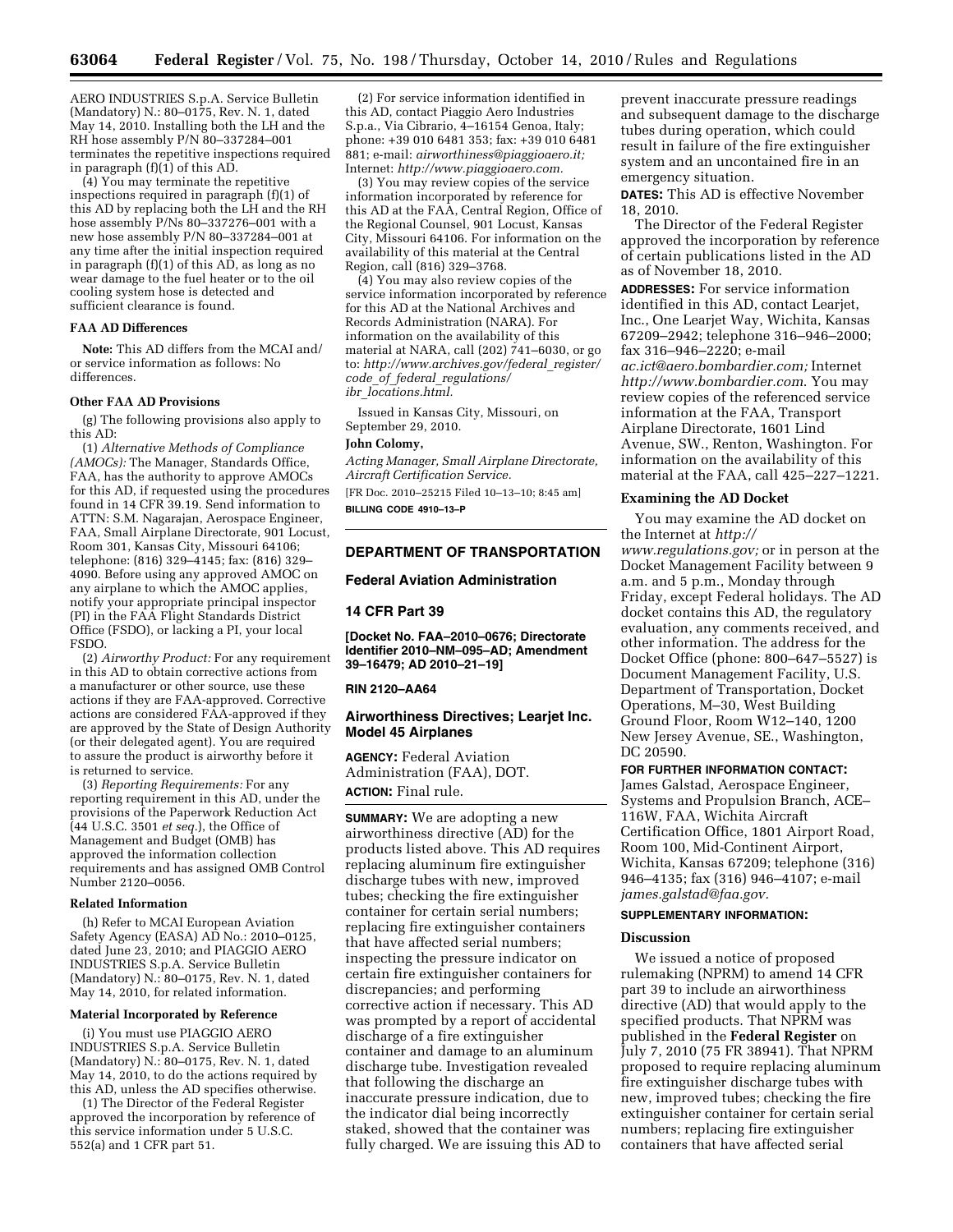AERO INDUSTRIES S.p.A. Service Bulletin (Mandatory) N.: 80–0175, Rev. N. 1, dated May 14, 2010. Installing both the LH and the RH hose assembly P/N 80–337284–001 terminates the repetitive inspections required in paragraph (f)(1) of this AD.

(4) You may terminate the repetitive inspections required in paragraph (f)(1) of this AD by replacing both the LH and the RH hose assembly P/Ns 80–337276–001 with a new hose assembly P/N 80–337284–001 at any time after the initial inspection required in paragraph (f)(1) of this AD, as long as no wear damage to the fuel heater or to the oil cooling system hose is detected and sufficient clearance is found.

**FAA AD Differences**

**Note:** This AD differs from the MCAI and/or service information as follows: No differences.

**Other FAA AD Provisions**

(g) The following provisions also apply to this AD:

(1) *Alternative Methods of Compliance (AMOCs):* The Manager, Standards Office, FAA, has the authority to approve AMOCs for this AD, if requested using the procedures found in 14 CFR 39.19. Send information to ATTN: S.M. Nagarajan, Aerospace Engineer, FAA, Small Airplane Directorate, 901 Locust, Room 301, Kansas City, Missouri 64106; telephone: (816) 329–4145; fax: (816) 329–4090. Before using any approved AMOC on any airplane to which the AMOC applies, notify your appropriate principal inspector (PI) in the FAA Flight Standards District Office (FSDO), or lacking a PI, your local FSDO.

(2) *Airworthy Product:* For any requirement in this AD to obtain corrective actions from a manufacturer or other source, use these actions if they are FAA-approved. Corrective actions are considered FAA-approved if they are approved by the State of Design Authority (or their delegated agent). You are required to assure the product is airworthy before it is returned to service.

(3) *Reporting Requirements:* For any reporting requirement in this AD, under the provisions of the Paperwork Reduction Act (44 U.S.C. 3501 *et seq.*), the Office of Management and Budget (OMB) has approved the information collection requirements and has assigned OMB Control Number 2120–0056.

**Related Information**

(h) Refer to MCAI European Aviation Safety Agency (EASA) AD No.: 2010–0125, dated June 23, 2010; and PIAGGIO AERO INDUSTRIES S.p.A. Service Bulletin (Mandatory) N.: 80–0175, Rev. N. 1, dated May 14, 2010, for related information.

**Material Incorporated by Reference**

(i) You must use PIAGGIO AERO INDUSTRIES S.p.A. Service Bulletin (Mandatory) N.: 80–0175, Rev. N. 1, dated May 14, 2010, to do the actions required by this AD, unless the AD specifies otherwise.

(1) The Director of the Federal Register approved the incorporation by reference of this service information under 5 U.S.C. 552(a) and 1 CFR part 51.

(2) For service information identified in this AD, contact Piaggio Aero Industries S.p.a., Via Cibrario, 4–16154 Genoa, Italy; phone: +39 010 6481 353; fax: +39 010 6481 881; e-mail: *airworthiness@piaggioaero.it;* Internet: *http://www.piaggioaero.com.*

(3) You may review copies of the service information incorporated by reference for this AD at the FAA, Central Region, Office of the Regional Counsel, 901 Locust, Kansas City, Missouri 64106. For information on the availability of this material at the Central Region, call (816) 329–3768.

(4) You may also review copies of the service information incorporated by reference for this AD at the National Archives and Records Administration (NARA). For information on the availability of this material at NARA, call (202) 741–6030, or go to: *http://www.archives.gov/federal_register/code_of_federal_regulations/ibr_locations.html.*

Issued in Kansas City, Missouri, on September 29, 2010.

**John Colomy,**

*Acting Manager, Small Airplane Directorate, Aircraft Certification Service.*

[FR Doc. 2010–25215 Filed 10–13–10; 8:45 am]

**BILLING CODE 4910–13–P**

## DEPARTMENT OF TRANSPORTATION

### Federal Aviation Administration

### 14 CFR Part 39

**[Docket No. FAA–2010–0676; Directorate Identifier 2010–NM–095–AD; Amendment 39–16479; AD 2010–21–19]**

**RIN 2120–AA64**

### Airworthiness Directives; Learjet Inc. Model 45 Airplanes

**AGENCY:** Federal Aviation Administration (FAA), DOT.

**ACTION:** Final rule.

**SUMMARY:** We are adopting a new airworthiness directive (AD) for the products listed above. This AD requires replacing aluminum fire extinguisher discharge tubes with new, improved tubes; checking the fire extinguisher container for certain serial numbers; replacing fire extinguisher containers that have affected serial numbers; inspecting the pressure indicator on certain fire extinguisher containers for discrepancies; and performing corrective action if necessary. This AD was prompted by a report of accidental discharge of a fire extinguisher container and damage to an aluminum discharge tube. Investigation revealed that following the discharge an inaccurate pressure indication, due to the indicator dial being incorrectly staked, showed that the container was fully charged. We are issuing this AD to prevent inaccurate pressure readings and subsequent damage to the discharge tubes during operation, which could result in failure of the fire extinguisher system and an uncontained fire in an emergency situation.

**DATES:** This AD is effective November 18, 2010.

The Director of the Federal Register approved the incorporation by reference of certain publications listed in the AD as of November 18, 2010.

**ADDRESSES:** For service information identified in this AD, contact Learjet, Inc., One Learjet Way, Wichita, Kansas 67209–2942; telephone 316–946–2000; fax 316–946–2220; e-mail *ac.ict@aero.bombardier.com;* Internet *http://www.bombardier.com*. You may review copies of the referenced service information at the FAA, Transport Airplane Directorate, 1601 Lind Avenue, SW., Renton, Washington. For information on the availability of this material at the FAA, call 425–227–1221.

**Examining the AD Docket**

You may examine the AD docket on the Internet at *http://www.regulations.gov;* or in person at the Docket Management Facility between 9 a.m. and 5 p.m., Monday through Friday, except Federal holidays. The AD docket contains this AD, the regulatory evaluation, any comments received, and other information. The address for the Docket Office (phone: 800–647–5527) is Document Management Facility, U.S. Department of Transportation, Docket Operations, M–30, West Building Ground Floor, Room W12–140, 1200 New Jersey Avenue, SE., Washington, DC 20590.

**FOR FURTHER INFORMATION CONTACT:** James Galstad, Aerospace Engineer, Systems and Propulsion Branch, ACE–116W, FAA, Wichita Aircraft Certification Office, 1801 Airport Road, Room 100, Mid-Continent Airport, Wichita, Kansas 67209; telephone (316) 946–4135; fax (316) 946–4107; e-mail *james.galstad@faa.gov.*

**SUPPLEMENTARY INFORMATION:**

**Discussion**

We issued a notice of proposed rulemaking (NPRM) to amend 14 CFR part 39 to include an airworthiness directive (AD) that would apply to the specified products. That NPRM was published in the **Federal Register** on July 7, 2010 (75 FR 38941). That NPRM proposed to require replacing aluminum fire extinguisher discharge tubes with new, improved tubes; checking the fire extinguisher container for certain serial numbers; replacing fire extinguisher containers that have affected serial